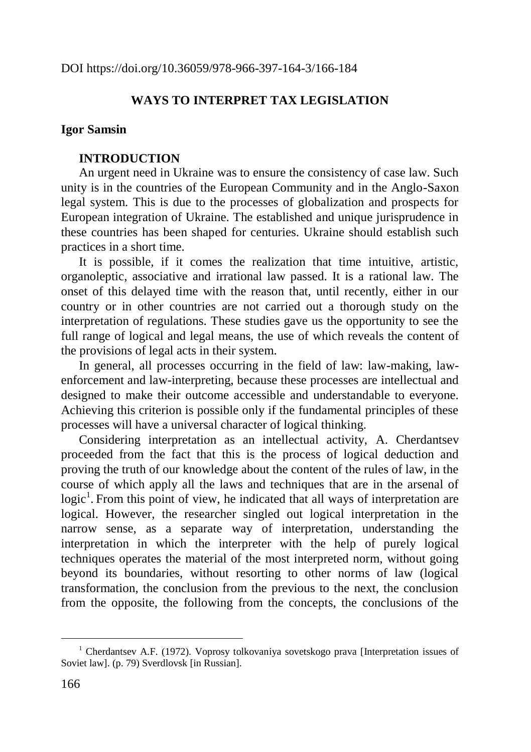DOI https://doi.org/10.36059/978-966-397-164-3/166-184

# WAYS TO INTERPRET TAX LEGISLATION

**Igor Samsin**

## INTRODUCTION

An urgent need in Ukraine was to ensure the consistency of case law. Such unity is in the countries of the European Community and in the Anglo-Saxon legal system. This is due to the processes of globalization and prospects for European integration of Ukraine. The established and unique jurisprudence in these countries has been shaped for centuries. Ukraine should establish such practices in a short time.

It is possible, if it comes the realization that time intuitive, artistic, organoleptic, associative and irrational law passed. It is a rational law. The onset of this delayed time with the reason that, until recently, either in our country or in other countries are not carried out a thorough study on the interpretation of regulations. These studies gave us the opportunity to see the full range of logical and legal means, the use of which reveals the content of the provisions of legal acts in their system.

In general, all processes occurring in the field of law: law-making, law-enforcement and law-interpreting, because these processes are intellectual and designed to make their outcome accessible and understandable to everyone. Achieving this criterion is possible only if the fundamental principles of these processes will have a universal character of logical thinking.

Considering interpretation as an intellectual activity, A. Cherdantsev proceeded from the fact that this is the process of logical deduction and proving the truth of our knowledge about the content of the rules of law, in the course of which apply all the laws and techniques that are in the arsenal of logic[1]. From this point of view, he indicated that all ways of interpretation are logical. However, the researcher singled out logical interpretation in the narrow sense, as a separate way of interpretation, understanding the interpretation in which the interpreter with the help of purely logical techniques operates the material of the most interpreted norm, without going beyond its boundaries, without resorting to other norms of law (logical transformation, the conclusion from the previous to the next, the conclusion from the opposite, the following from the concepts, the conclusions of the

---

[1] Cherdantsev A.F. (1972). Voprosy tolkovaniya sovetskogo prava [Interpretation issues of Soviet law]. (p. 79) Sverdlovsk [in Russian].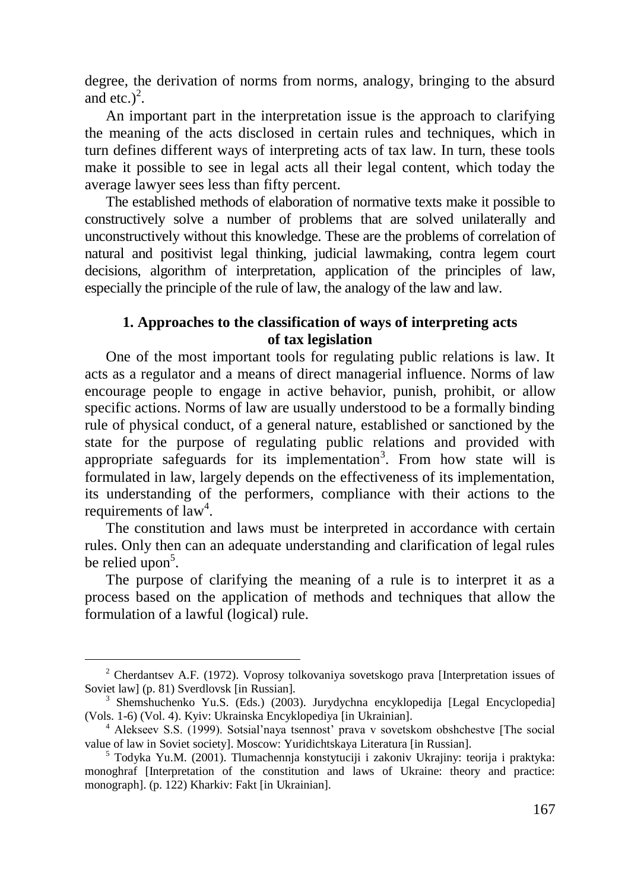degree, the derivation of norms from norms, analogy, bringing to the absurd and etc.)[2].

An important part in the interpretation issue is the approach to clarifying the meaning of the acts disclosed in certain rules and techniques, which in turn defines different ways of interpreting acts of tax law. In turn, these tools make it possible to see in legal acts all their legal content, which today the average lawyer sees less than fifty percent.

The established methods of elaboration of normative texts make it possible to constructively solve a number of problems that are solved unilaterally and unconstructively without this knowledge. These are the problems of correlation of natural and positivist legal thinking, judicial lawmaking, contra legem court decisions, algorithm of interpretation, application of the principles of law, especially the principle of the rule of law, the analogy of the law and law.

## 1. Approaches to the classification of ways of interpreting acts of tax legislation

One of the most important tools for regulating public relations is law. It acts as a regulator and a means of direct managerial influence. Norms of law encourage people to engage in active behavior, punish, prohibit, or allow specific actions. Norms of law are usually understood to be a formally binding rule of physical conduct, of a general nature, established or sanctioned by the state for the purpose of regulating public relations and provided with appropriate safeguards for its implementation[3]. From how state will is formulated in law, largely depends on the effectiveness of its implementation, its understanding of the performers, compliance with their actions to the requirements of law[4].

The constitution and laws must be interpreted in accordance with certain rules. Only then can an adequate understanding and clarification of legal rules be relied upon[5].

The purpose of clarifying the meaning of a rule is to interpret it as a process based on the application of methods and techniques that allow the formulation of a lawful (logical) rule.

---

[2] Cherdantsev A.F. (1972). Voprosy tolkovaniya sovetskogo prava [Interpretation issues of Soviet law] (p. 81) Sverdlovsk [in Russian].

[3] Shemshuchenko Yu.S. (Eds.) (2003). Jurydychna encyklopedija [Legal Encyclopedia] (Vols. 1-6) (Vol. 4). Kyiv: Ukrainska Encyklopediya [in Ukrainian].

[4] Alekseev S.S. (1999). Sotsial'naya tsennost' prava v sovetskom obshchestve [The social value of law in Soviet society]. Moscow: Yuridichtskaya Literatura [in Russian].

[5] Todyka Yu.M. (2001). Tlumachennja konstytuciji i zakoniv Ukrajiny: teorija i praktyka: monoghraf [Interpretation of the constitution and laws of Ukraine: theory and practice: monograph]. (p. 122) Kharkiv: Fakt [in Ukrainian].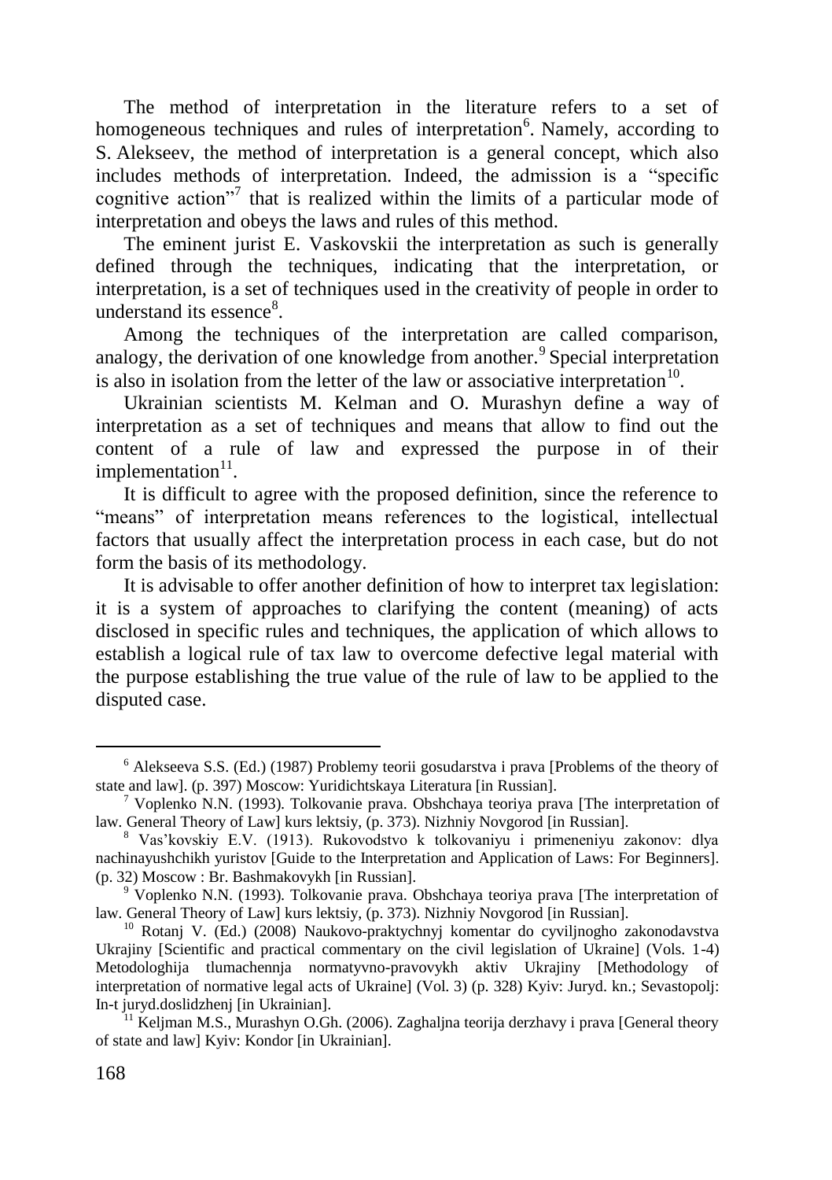The method of interpretation in the literature refers to a set of homogeneous techniques and rules of interpretation[6]. Namely, according to S. Alekseev, the method of interpretation is a general concept, which also includes methods of interpretation. Indeed, the admission is a "specific cognitive action"[7] that is realized within the limits of a particular mode of interpretation and obeys the laws and rules of this method.

The eminent jurist E. Vaskovskii the interpretation as such is generally defined through the techniques, indicating that the interpretation, or interpretation, is a set of techniques used in the creativity of people in order to understand its essence[8].

Among the techniques of the interpretation are called comparison, analogy, the derivation of one knowledge from another.[9] Special interpretation is also in isolation from the letter of the law or associative interpretation[10].

Ukrainian scientists M. Kelman and O. Murashyn define a way of interpretation as a set of techniques and means that allow to find out the content of a rule of law and expressed the purpose in of their implementation[11].

It is difficult to agree with the proposed definition, since the reference to "means" of interpretation means references to the logistical, intellectual factors that usually affect the interpretation process in each case, but do not form the basis of its methodology.

It is advisable to offer another definition of how to interpret tax legislation: it is a system of approaches to clarifying the content (meaning) of acts disclosed in specific rules and techniques, the application of which allows to establish a logical rule of tax law to overcome defective legal material with the purpose establishing the true value of the rule of law to be applied to the disputed case.

---

[6] Alekseeva S.S. (Ed.) (1987) Problemy teorii gosudarstva i prava [Problems of the theory of state and law]. (p. 397) Moscow: Yuridichtskaya Literatura [in Russian].

[7] Voplenko N.N. (1993). Tolkovanie prava. Obshchaya teoriya prava [The interpretation of law. General Theory of Law] kurs lektsiy, (p. 373). Nizhniy Novgorod [in Russian].

[8] Vas'kovskiy E.V. (1913). Rukovodstvo k tolkovaniyu i primeneniyu zakonov: dlya nachinayushchikh yuristov [Guide to the Interpretation and Application of Laws: For Beginners]. (p. 32) Moscow : Br. Bashmakovykh [in Russian].

[9] Voplenko N.N. (1993). Tolkovanie prava. Obshchaya teoriya prava [The interpretation of law. General Theory of Law] kurs lektsiy, (p. 373). Nizhniy Novgorod [in Russian].

[10] Rotanj V. (Ed.) (2008) Naukovo-praktychnyj komentar do cyviljnogho zakonodavstva Ukrajiny [Scientific and practical commentary on the civil legislation of Ukraine] (Vols. 1-4) Metodologhija tlumachennja normatyvno-pravovykh aktiv Ukrajiny [Methodology of interpretation of normative legal acts of Ukraine] (Vol. 3) (p. 328) Kyiv: Juryd. kn.; Sevastopolj: In-t juryd.doslidzhenj [in Ukrainian].

[11] Keljman M.S., Murashyn O.Gh. (2006). Zaghaljna teorija derzhavy i prava [General theory of state and law] Kyiv: Kondor [in Ukrainian].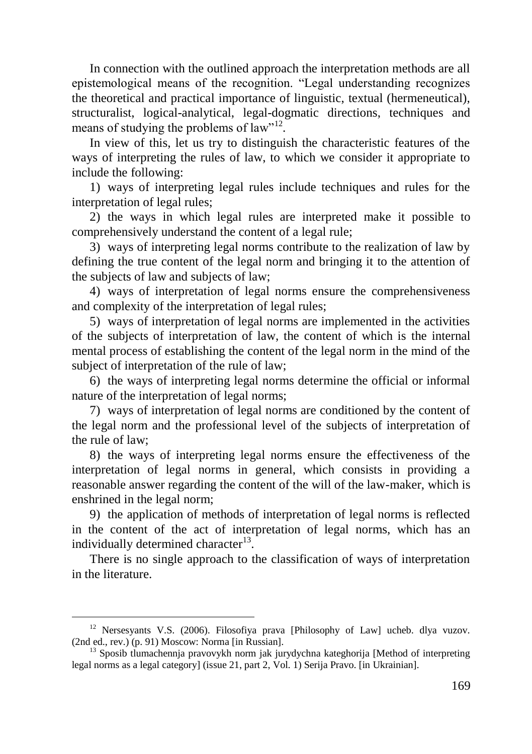In connection with the outlined approach the interpretation methods are all epistemological means of the recognition. "Legal understanding recognizes the theoretical and practical importance of linguistic, textual (hermeneutical), structuralist, logical-analytical, legal-dogmatic directions, techniques and means of studying the problems of law"[12].

In view of this, let us try to distinguish the characteristic features of the ways of interpreting the rules of law, to which we consider it appropriate to include the following:

1) ways of interpreting legal rules include techniques and rules for the interpretation of legal rules;

2) the ways in which legal rules are interpreted make it possible to comprehensively understand the content of a legal rule;

3) ways of interpreting legal norms contribute to the realization of law by defining the true content of the legal norm and bringing it to the attention of the subjects of law and subjects of law;

4) ways of interpretation of legal norms ensure the comprehensiveness and complexity of the interpretation of legal rules;

5) ways of interpretation of legal norms are implemented in the activities of the subjects of interpretation of law, the content of which is the internal mental process of establishing the content of the legal norm in the mind of the subject of interpretation of the rule of law;

6) the ways of interpreting legal norms determine the official or informal nature of the interpretation of legal norms;

7) ways of interpretation of legal norms are conditioned by the content of the legal norm and the professional level of the subjects of interpretation of the rule of law;

8) the ways of interpreting legal norms ensure the effectiveness of the interpretation of legal norms in general, which consists in providing a reasonable answer regarding the content of the will of the law-maker, which is enshrined in the legal norm;

9) the application of methods of interpretation of legal norms is reflected in the content of the act of interpretation of legal norms, which has an individually determined character[13].

There is no single approach to the classification of ways of interpretation in the literature.

---

[12] Nersesyants V.S. (2006). Filosofiya prava [Philosophy of Law] ucheb. dlya vuzov. (2nd ed., rev.) (p. 91) Moscow: Norma [in Russian].

[13] Sposib tlumachennja pravovykh norm jak jurydychna kateghorija [Method of interpreting legal norms as a legal category] (issue 21, part 2, Vol. 1) Serija Pravo. [in Ukrainian].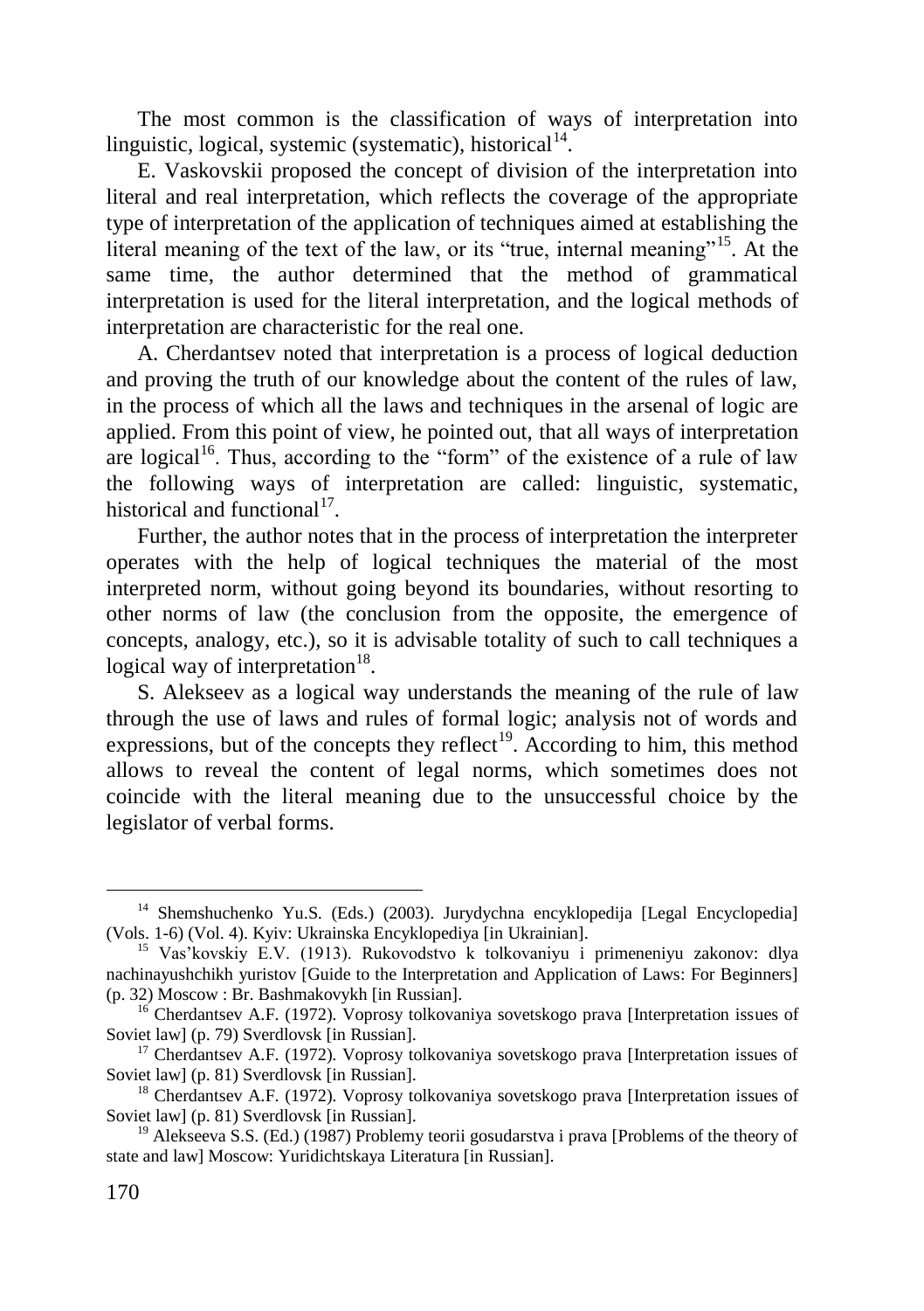The most common is the classification of ways of interpretation into linguistic, logical, systemic (systematic), historical[14].

E. Vaskovskii proposed the concept of division of the interpretation into literal and real interpretation, which reflects the coverage of the appropriate type of interpretation of the application of techniques aimed at establishing the literal meaning of the text of the law, or its "true, internal meaning"[15]. At the same time, the author determined that the method of grammatical interpretation is used for the literal interpretation, and the logical methods of interpretation are characteristic for the real one.

A. Cherdantsev noted that interpretation is a process of logical deduction and proving the truth of our knowledge about the content of the rules of law, in the process of which all the laws and techniques in the arsenal of logic are applied. From this point of view, he pointed out, that all ways of interpretation are logical[16]. Thus, according to the "form" of the existence of a rule of law the following ways of interpretation are called: linguistic, systematic, historical and functional[17].

Further, the author notes that in the process of interpretation the interpreter operates with the help of logical techniques the material of the most interpreted norm, without going beyond its boundaries, without resorting to other norms of law (the conclusion from the opposite, the emergence of concepts, analogy, etc.), so it is advisable totality of such to call techniques a logical way of interpretation[18].

S. Alekseev as a logical way understands the meaning of the rule of law through the use of laws and rules of formal logic; analysis not of words and expressions, but of the concepts they reflect[19]. According to him, this method allows to reveal the content of legal norms, which sometimes does not coincide with the literal meaning due to the unsuccessful choice by the legislator of verbal forms.

---

[14] Shemshuchenko Yu.S. (Eds.) (2003). Jurydychna encyklopedija [Legal Encyclopedia] (Vols. 1-6) (Vol. 4). Kyiv: Ukrainska Encyklopediya [in Ukrainian].

[15] Vas'kovskiy E.V. (1913). Rukovodstvo k tolkovaniyu i primeneniyu zakonov: dlya nachinayushchikh yuristov [Guide to the Interpretation and Application of Laws: For Beginners] (p. 32) Moscow : Br. Bashmakovykh [in Russian].

[16] Cherdantsev A.F. (1972). Voprosy tolkovaniya sovetskogo prava [Interpretation issues of Soviet law] (p. 79) Sverdlovsk [in Russian].

[17] Cherdantsev A.F. (1972). Voprosy tolkovaniya sovetskogo prava [Interpretation issues of Soviet law] (p. 81) Sverdlovsk [in Russian].

[18] Cherdantsev A.F. (1972). Voprosy tolkovaniya sovetskogo prava [Interpretation issues of Soviet law] (p. 81) Sverdlovsk [in Russian].

[19] Alekseeva S.S. (Ed.) (1987) Problemy teorii gosudarstva i prava [Problems of the theory of state and law] Moscow: Yuridichtskaya Literatura [in Russian].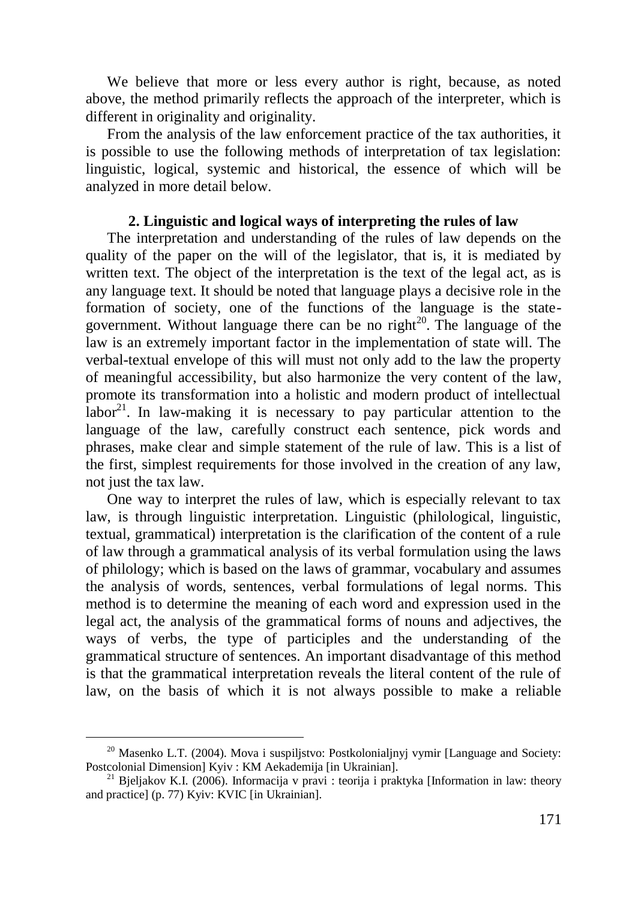We believe that more or less every author is right, because, as noted above, the method primarily reflects the approach of the interpreter, which is different in originality and originality.

From the analysis of the law enforcement practice of the tax authorities, it is possible to use the following methods of interpretation of tax legislation: linguistic, logical, systemic and historical, the essence of which will be analyzed in more detail below.

## 2. Linguistic and logical ways of interpreting the rules of law

The interpretation and understanding of the rules of law depends on the quality of the paper on the will of the legislator, that is, it is mediated by written text. The object of the interpretation is the text of the legal act, as is any language text. It should be noted that language plays a decisive role in the formation of society, one of the functions of the language is the state-government. Without language there can be no right[20]. The language of the law is an extremely important factor in the implementation of state will. The verbal-textual envelope of this will must not only add to the law the property of meaningful accessibility, but also harmonize the very content of the law, promote its transformation into a holistic and modern product of intellectual labor[21]. In law-making it is necessary to pay particular attention to the language of the law, carefully construct each sentence, pick words and phrases, make clear and simple statement of the rule of law. This is a list of the first, simplest requirements for those involved in the creation of any law, not just the tax law.

One way to interpret the rules of law, which is especially relevant to tax law, is through linguistic interpretation. Linguistic (philological, linguistic, textual, grammatical) interpretation is the clarification of the content of a rule of law through a grammatical analysis of its verbal formulation using the laws of philology; which is based on the laws of grammar, vocabulary and assumes the analysis of words, sentences, verbal formulations of legal norms. This method is to determine the meaning of each word and expression used in the legal act, the analysis of the grammatical forms of nouns and adjectives, the ways of verbs, the type of participles and the understanding of the grammatical structure of sentences. An important disadvantage of this method is that the grammatical interpretation reveals the literal content of the rule of law, on the basis of which it is not always possible to make a reliable

---

[20] Masenko L.T. (2004). Mova i suspiljstvo: Postkolonialjnyj vymir [Language and Society: Postcolonial Dimension] Kyiv : KM Aekademija [in Ukrainian].

[21] Bjeljakov K.I. (2006). Informacija v pravi : teorija i praktyka [Information in law: theory and practice] (p. 77) Kyiv: KVIC [in Ukrainian].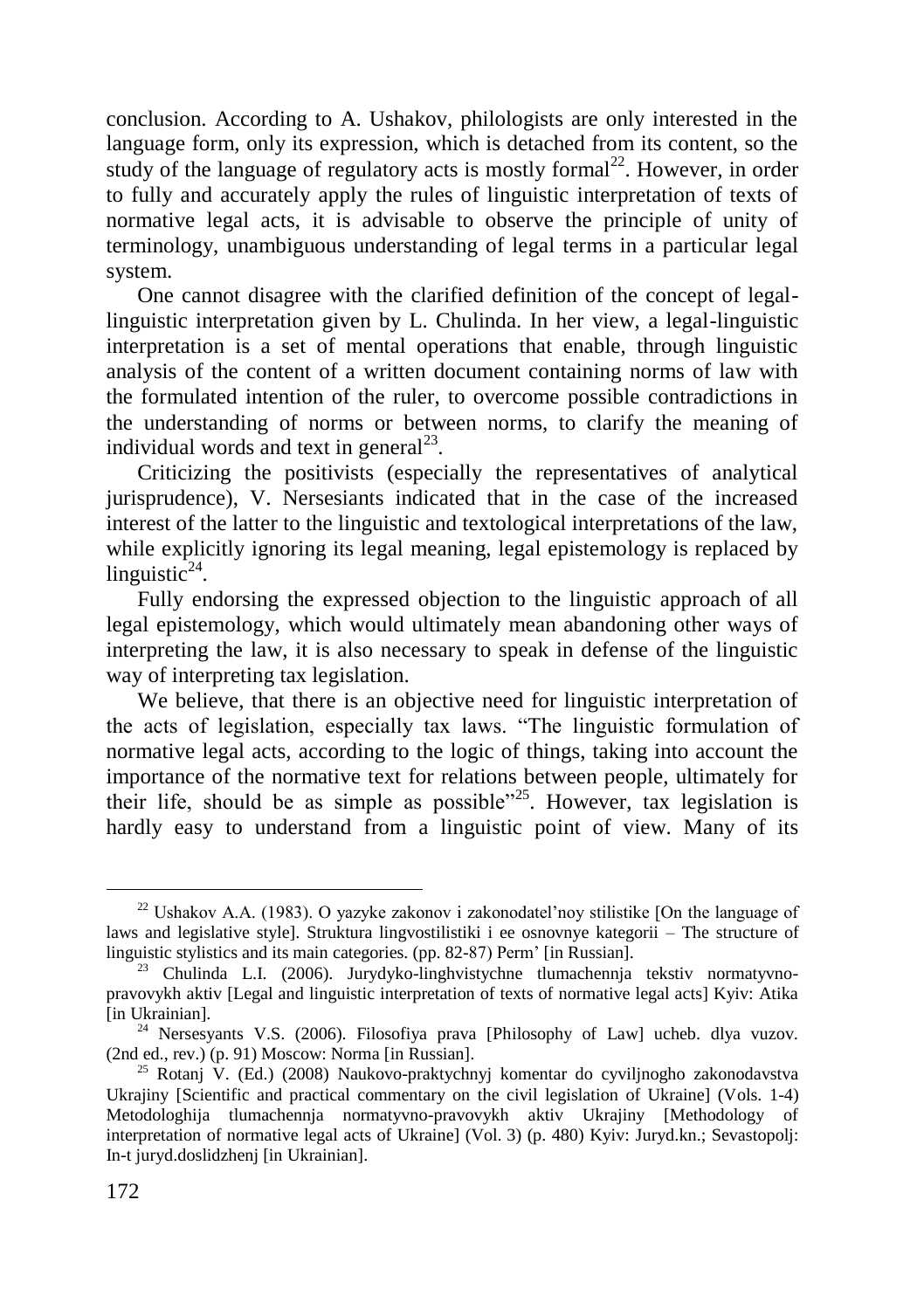conclusion. According to A. Ushakov, philologists are only interested in the language form, only its expression, which is detached from its content, so the study of the language of regulatory acts is mostly formal[22]. However, in order to fully and accurately apply the rules of linguistic interpretation of texts of normative legal acts, it is advisable to observe the principle of unity of terminology, unambiguous understanding of legal terms in a particular legal system.

One cannot disagree with the clarified definition of the concept of legal-linguistic interpretation given by L. Chulinda. In her view, a legal-linguistic interpretation is a set of mental operations that enable, through linguistic analysis of the content of a written document containing norms of law with the formulated intention of the ruler, to overcome possible contradictions in the understanding of norms or between norms, to clarify the meaning of individual words and text in general[23].

Criticizing the positivists (especially the representatives of analytical jurisprudence), V. Nersesiants indicated that in the case of the increased interest of the latter to the linguistic and textological interpretations of the law, while explicitly ignoring its legal meaning, legal epistemology is replaced by linguistic[24].

Fully endorsing the expressed objection to the linguistic approach of all legal epistemology, which would ultimately mean abandoning other ways of interpreting the law, it is also necessary to speak in defense of the linguistic way of interpreting tax legislation.

We believe, that there is an objective need for linguistic interpretation of the acts of legislation, especially tax laws. "The linguistic formulation of normative legal acts, according to the logic of things, taking into account the importance of the normative text for relations between people, ultimately for their life, should be as simple as possible"[25]. However, tax legislation is hardly easy to understand from a linguistic point of view. Many of its

---

[22] Ushakov A.A. (1983). O yazyke zakonov i zakonodatel'noy stilistike [On the language of laws and legislative style]. Struktura lingvostilistiki i ee osnovnye kategorii – The structure of linguistic stylistics and its main categories. (pp. 82-87) Perm' [in Russian].

[23] Chulinda L.I. (2006). Jurydyko-linghvistychne tlumachennja tekstiv normatyvno-pravovykh aktiv [Legal and linguistic interpretation of texts of normative legal acts] Kyiv: Atika [in Ukrainian].

[24] Nersesyants V.S. (2006). Filosofiya prava [Philosophy of Law] ucheb. dlya vuzov. (2nd ed., rev.) (p. 91) Moscow: Norma [in Russian].

[25] Rotanj V. (Ed.) (2008) Naukovo-praktychnyj komentar do cyviljnogho zakonodavstva Ukrajiny [Scientific and practical commentary on the civil legislation of Ukraine] (Vols. 1-4) Metodologhija tlumachennja normatyvno-pravovykh aktiv Ukrajiny [Methodology of interpretation of normative legal acts of Ukraine] (Vol. 3) (p. 480) Kyiv: Juryd.kn.; Sevastopolj: In-t juryd.doslidzhenj [in Ukrainian].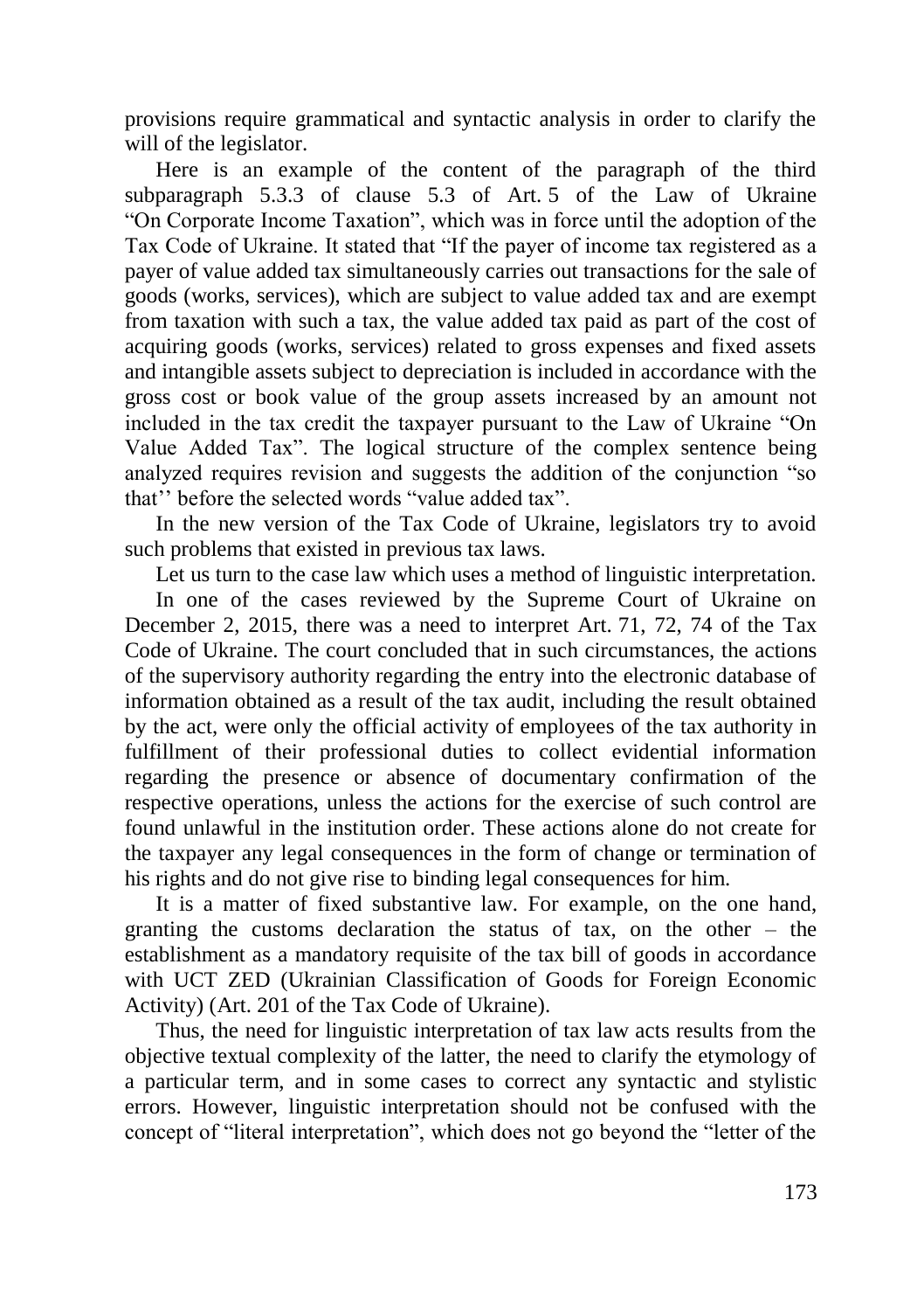provisions require grammatical and syntactic analysis in order to clarify the will of the legislator.

Here is an example of the content of the paragraph of the third subparagraph 5.3.3 of clause 5.3 of Art. 5 of the Law of Ukraine "On Corporate Income Taxation", which was in force until the adoption of the Tax Code of Ukraine. It stated that "If the payer of income tax registered as a payer of value added tax simultaneously carries out transactions for the sale of goods (works, services), which are subject to value added tax and are exempt from taxation with such a tax, the value added tax paid as part of the cost of acquiring goods (works, services) related to gross expenses and fixed assets and intangible assets subject to depreciation is included in accordance with the gross cost or book value of the group assets increased by an amount not included in the tax credit the taxpayer pursuant to the Law of Ukraine "On Value Added Tax". The logical structure of the complex sentence being analyzed requires revision and suggests the addition of the conjunction "so that'' before the selected words "value added tax".

In the new version of the Tax Code of Ukraine, legislators try to avoid such problems that existed in previous tax laws.

Let us turn to the case law which uses a method of linguistic interpretation.

In one of the cases reviewed by the Supreme Court of Ukraine on December 2, 2015, there was a need to interpret Art. 71, 72, 74 of the Tax Code of Ukraine. The court concluded that in such circumstances, the actions of the supervisory authority regarding the entry into the electronic database of information obtained as a result of the tax audit, including the result obtained by the act, were only the official activity of employees of the tax authority in fulfillment of their professional duties to collect evidential information regarding the presence or absence of documentary confirmation of the respective operations, unless the actions for the exercise of such control are found unlawful in the institution order. These actions alone do not create for the taxpayer any legal consequences in the form of change or termination of his rights and do not give rise to binding legal consequences for him.

It is a matter of fixed substantive law. For example, on the one hand, granting the customs declaration the status of tax, on the other – the establishment as a mandatory requisite of the tax bill of goods in accordance with UCT ZED (Ukrainian Classification of Goods for Foreign Economic Activity) (Art. 201 of the Tax Code of Ukraine).

Thus, the need for linguistic interpretation of tax law acts results from the objective textual complexity of the latter, the need to clarify the etymology of a particular term, and in some cases to correct any syntactic and stylistic errors. However, linguistic interpretation should not be confused with the concept of "literal interpretation", which does not go beyond the "letter of the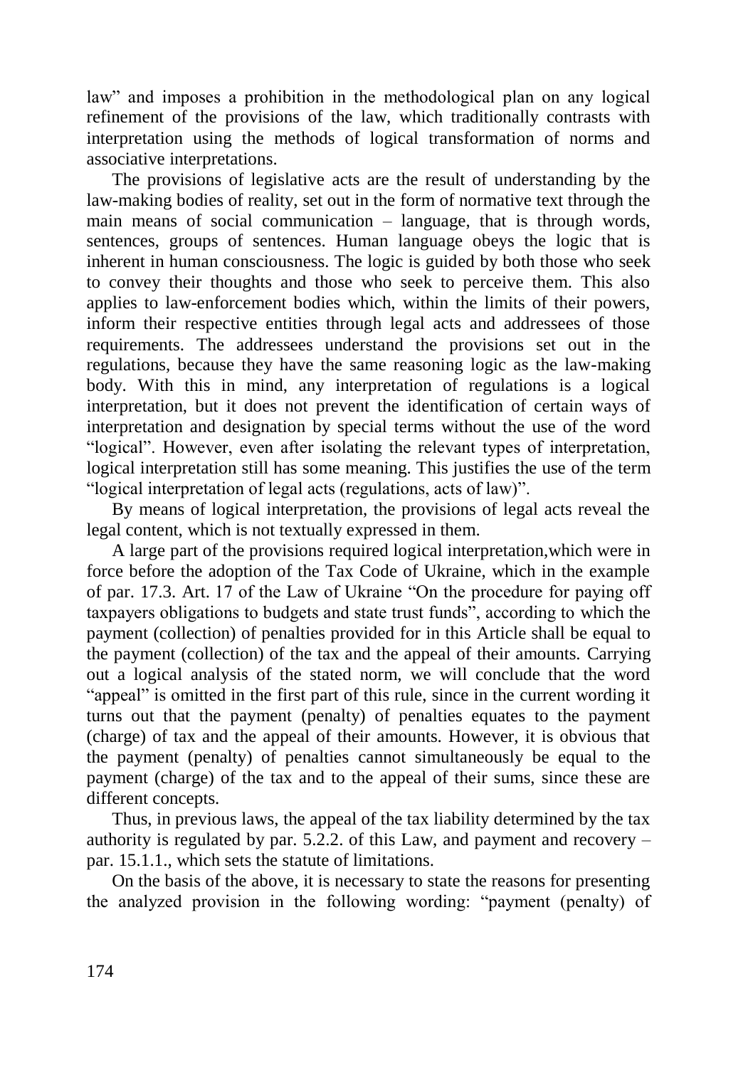law" and imposes a prohibition in the methodological plan on any logical refinement of the provisions of the law, which traditionally contrasts with interpretation using the methods of logical transformation of norms and associative interpretations.

The provisions of legislative acts are the result of understanding by the law-making bodies of reality, set out in the form of normative text through the main means of social communication – language, that is through words, sentences, groups of sentences. Human language obeys the logic that is inherent in human consciousness. The logic is guided by both those who seek to convey their thoughts and those who seek to perceive them. This also applies to law-enforcement bodies which, within the limits of their powers, inform their respective entities through legal acts and addressees of those requirements. The addressees understand the provisions set out in the regulations, because they have the same reasoning logic as the law-making body. With this in mind, any interpretation of regulations is a logical interpretation, but it does not prevent the identification of certain ways of interpretation and designation by special terms without the use of the word "logical". However, even after isolating the relevant types of interpretation, logical interpretation still has some meaning. This justifies the use of the term "logical interpretation of legal acts (regulations, acts of law)".

By means of logical interpretation, the provisions of legal acts reveal the legal content, which is not textually expressed in them.

A large part of the provisions required logical interpretation,which were in force before the adoption of the Tax Code of Ukraine, which in the example of par. 17.3. Art. 17 of the Law of Ukraine "On the procedure for paying off taxpayers obligations to budgets and state trust funds", according to which the payment (collection) of penalties provided for in this Article shall be equal to the payment (collection) of the tax and the appeal of their amounts. Carrying out a logical analysis of the stated norm, we will conclude that the word "appeal" is omitted in the first part of this rule, since in the current wording it turns out that the payment (penalty) of penalties equates to the payment (charge) of tax and the appeal of their amounts. However, it is obvious that the payment (penalty) of penalties cannot simultaneously be equal to the payment (charge) of the tax and to the appeal of their sums, since these are different concepts.

Thus, in previous laws, the appeal of the tax liability determined by the tax authority is regulated by par. 5.2.2. of this Law, and payment and recovery – par. 15.1.1., which sets the statute of limitations.

On the basis of the above, it is necessary to state the reasons for presenting the analyzed provision in the following wording: "payment (penalty) of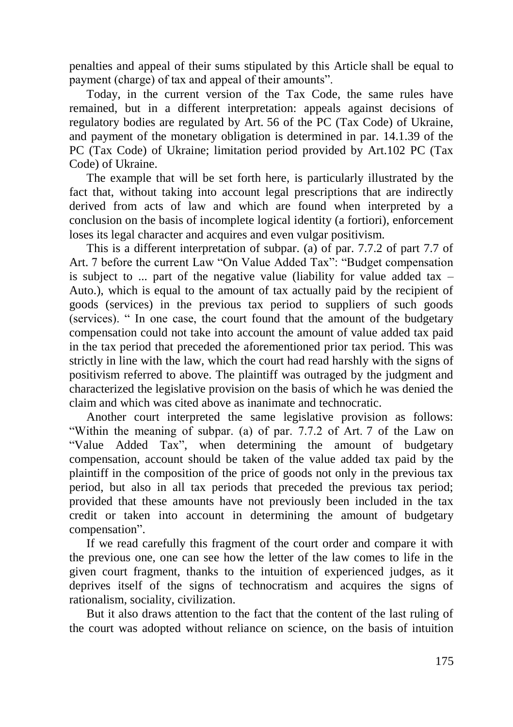penalties and appeal of their sums stipulated by this Article shall be equal to payment (charge) of tax and appeal of their amounts".

Today, in the current version of the Tax Code, the same rules have remained, but in a different interpretation: appeals against decisions of regulatory bodies are regulated by Art. 56 of the PC (Tax Code) of Ukraine, and payment of the monetary obligation is determined in par. 14.1.39 of the PC (Tax Code) of Ukraine; limitation period provided by Art.102 PC (Tax Code) of Ukraine.

The example that will be set forth here, is particularly illustrated by the fact that, without taking into account legal prescriptions that are indirectly derived from acts of law and which are found when interpreted by a conclusion on the basis of incomplete logical identity (a fortiori), enforcement loses its legal character and acquires and even vulgar positivism.

This is a different interpretation of subpar. (a) of par. 7.7.2 of part 7.7 of Art. 7 before the current Law "On Value Added Tax": "Budget compensation is subject to ... part of the negative value (liability for value added tax – Auto.), which is equal to the amount of tax actually paid by the recipient of goods (services) in the previous tax period to suppliers of such goods (services). " In one case, the court found that the amount of the budgetary compensation could not take into account the amount of value added tax paid in the tax period that preceded the aforementioned prior tax period. This was strictly in line with the law, which the court had read harshly with the signs of positivism referred to above. The plaintiff was outraged by the judgment and characterized the legislative provision on the basis of which he was denied the claim and which was cited above as inanimate and technocratic.

Another court interpreted the same legislative provision as follows: "Within the meaning of subpar. (a) of par. 7.7.2 of Art. 7 of the Law on "Value Added Tax", when determining the amount of budgetary compensation, account should be taken of the value added tax paid by the plaintiff in the composition of the price of goods not only in the previous tax period, but also in all tax periods that preceded the previous tax period; provided that these amounts have not previously been included in the tax credit or taken into account in determining the amount of budgetary compensation".

If we read carefully this fragment of the court order and compare it with the previous one, one can see how the letter of the law comes to life in the given court fragment, thanks to the intuition of experienced judges, as it deprives itself of the signs of technocratism and acquires the signs of rationalism, sociality, civilization.

But it also draws attention to the fact that the content of the last ruling of the court was adopted without reliance on science, on the basis of intuition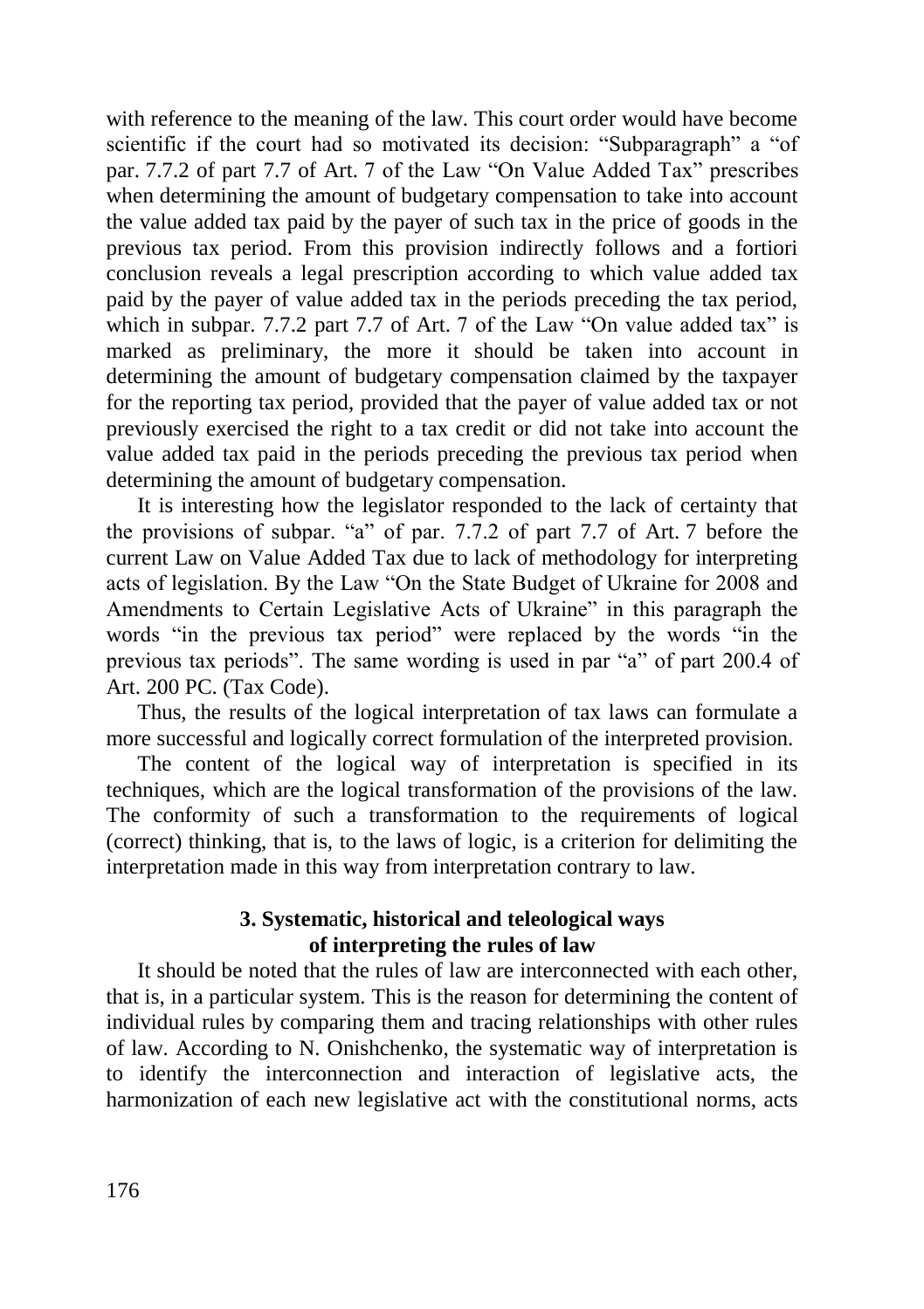with reference to the meaning of the law. This court order would have become scientific if the court had so motivated its decision: "Subparagraph" a "of par. 7.7.2 of part 7.7 of Art. 7 of the Law "On Value Added Tax" prescribes when determining the amount of budgetary compensation to take into account the value added tax paid by the payer of such tax in the price of goods in the previous tax period. From this provision indirectly follows and a fortiori conclusion reveals a legal prescription according to which value added tax paid by the payer of value added tax in the periods preceding the tax period, which in subpar. 7.7.2 part 7.7 of Art. 7 of the Law "On value added tax" is marked as preliminary, the more it should be taken into account in determining the amount of budgetary compensation claimed by the taxpayer for the reporting tax period, provided that the payer of value added tax or not previously exercised the right to a tax credit or did not take into account the value added tax paid in the periods preceding the previous tax period when determining the amount of budgetary compensation.

It is interesting how the legislator responded to the lack of certainty that the provisions of subpar. "a" of par. 7.7.2 of part 7.7 of Art. 7 before the current Law on Value Added Tax due to lack of methodology for interpreting acts of legislation. By the Law "On the State Budget of Ukraine for 2008 and Amendments to Certain Legislative Acts of Ukraine" in this paragraph the words "in the previous tax period" were replaced by the words "in the previous tax periods". The same wording is used in par "a" of part 200.4 of Art. 200 PC. (Tax Code).

Thus, the results of the logical interpretation of tax laws can formulate a more successful and logically correct formulation of the interpreted provision.

The content of the logical way of interpretation is specified in its techniques, which are the logical transformation of the provisions of the law. The conformity of such a transformation to the requirements of logical (correct) thinking, that is, to the laws of logic, is a criterion for delimiting the interpretation made in this way from interpretation contrary to law.

## 3. Systematic, historical and teleological ways of interpreting the rules of law

It should be noted that the rules of law are interconnected with each other, that is, in a particular system. This is the reason for determining the content of individual rules by comparing them and tracing relationships with other rules of law. According to N. Onishchenko, the systematic way of interpretation is to identify the interconnection and interaction of legislative acts, the harmonization of each new legislative act with the constitutional norms, acts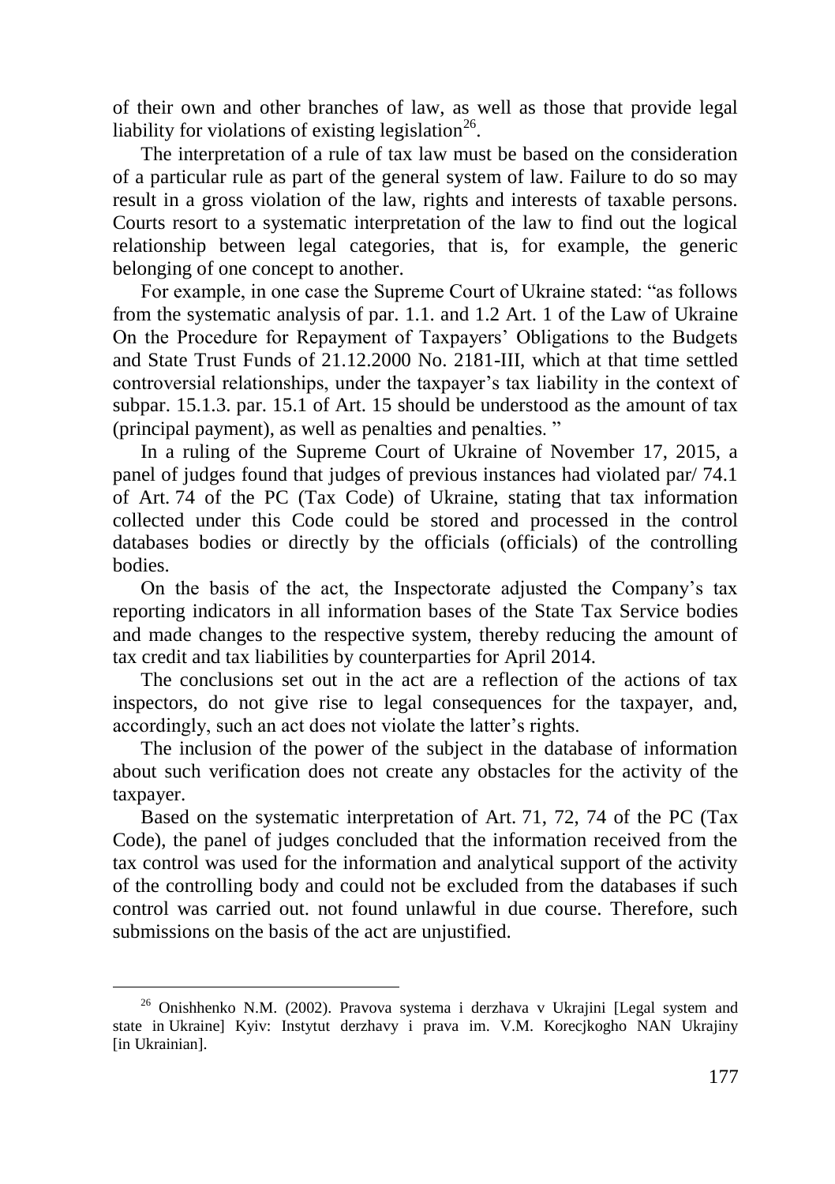of their own and other branches of law, as well as those that provide legal liability for violations of existing legislation[26].

The interpretation of a rule of tax law must be based on the consideration of a particular rule as part of the general system of law. Failure to do so may result in a gross violation of the law, rights and interests of taxable persons. Courts resort to a systematic interpretation of the law to find out the logical relationship between legal categories, that is, for example, the generic belonging of one concept to another.

For example, in one case the Supreme Court of Ukraine stated: "as follows from the systematic analysis of par. 1.1. and 1.2 Art. 1 of the Law of Ukraine On the Procedure for Repayment of Taxpayers' Obligations to the Budgets and State Trust Funds of 21.12.2000 No. 2181-III, which at that time settled controversial relationships, under the taxpayer's tax liability in the context of subpar. 15.1.3. par. 15.1 of Art. 15 should be understood as the amount of tax (principal payment), as well as penalties and penalties. "

In a ruling of the Supreme Court of Ukraine of November 17, 2015, a panel of judges found that judges of previous instances had violated par/ 74.1 of Art. 74 of the PC (Tax Code) of Ukraine, stating that tax information collected under this Code could be stored and processed in the control databases bodies or directly by the officials (officials) of the controlling bodies.

On the basis of the act, the Inspectorate adjusted the Company's tax reporting indicators in all information bases of the State Tax Service bodies and made changes to the respective system, thereby reducing the amount of tax credit and tax liabilities by counterparties for April 2014.

The conclusions set out in the act are a reflection of the actions of tax inspectors, do not give rise to legal consequences for the taxpayer, and, accordingly, such an act does not violate the latter's rights.

The inclusion of the power of the subject in the database of information about such verification does not create any obstacles for the activity of the taxpayer.

Based on the systematic interpretation of Art. 71, 72, 74 of the PC (Tax Code), the panel of judges concluded that the information received from the tax control was used for the information and analytical support of the activity of the controlling body and could not be excluded from the databases if such control was carried out. not found unlawful in due course. Therefore, such submissions on the basis of the act are unjustified.

---

[26] Onishhenko N.M. (2002). Pravova systema i derzhava v Ukrajini [Legal system and state in Ukraine] Kyiv: Instytut derzhavy i prava im. V.M. Korecjkogho NAN Ukrajiny [in Ukrainian].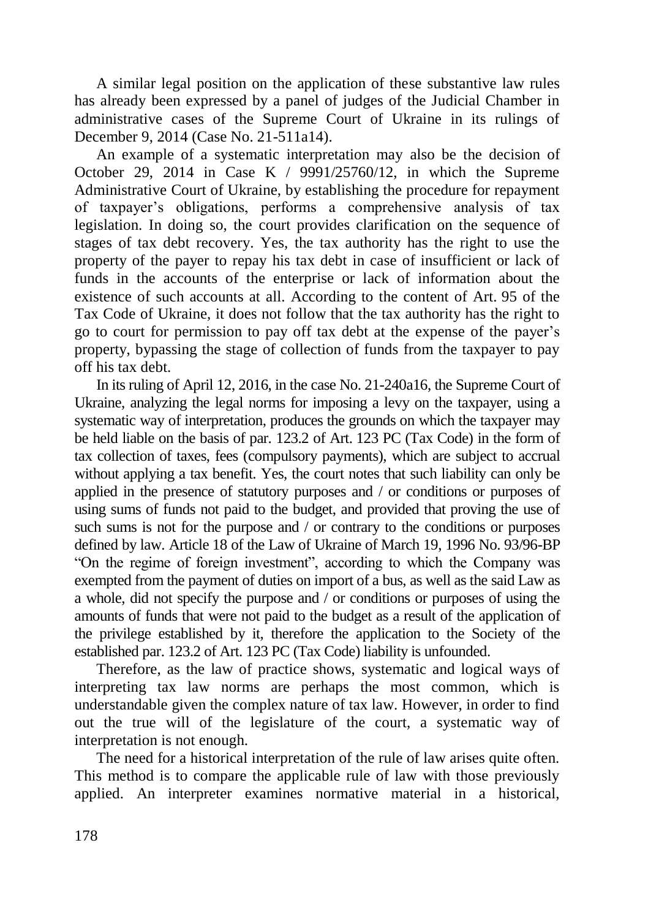A similar legal position on the application of these substantive law rules has already been expressed by a panel of judges of the Judicial Chamber in administrative cases of the Supreme Court of Ukraine in its rulings of December 9, 2014 (Case No. 21-511a14).

An example of a systematic interpretation may also be the decision of October 29, 2014 in Case K / 9991/25760/12, in which the Supreme Administrative Court of Ukraine, by establishing the procedure for repayment of taxpayer's obligations, performs a comprehensive analysis of tax legislation. In doing so, the court provides clarification on the sequence of stages of tax debt recovery. Yes, the tax authority has the right to use the property of the payer to repay his tax debt in case of insufficient or lack of funds in the accounts of the enterprise or lack of information about the existence of such accounts at all. According to the content of Art. 95 of the Tax Code of Ukraine, it does not follow that the tax authority has the right to go to court for permission to pay off tax debt at the expense of the payer's property, bypassing the stage of collection of funds from the taxpayer to pay off his tax debt.

In its ruling of April 12, 2016, in the case No. 21-240a16, the Supreme Court of Ukraine, analyzing the legal norms for imposing a levy on the taxpayer, using a systematic way of interpretation, produces the grounds on which the taxpayer may be held liable on the basis of par. 123.2 of Art. 123 PC (Tax Code) in the form of tax collection of taxes, fees (compulsory payments), which are subject to accrual without applying a tax benefit. Yes, the court notes that such liability can only be applied in the presence of statutory purposes and / or conditions or purposes of using sums of funds not paid to the budget, and provided that proving the use of such sums is not for the purpose and / or contrary to the conditions or purposes defined by law. Article 18 of the Law of Ukraine of March 19, 1996 No. 93/96-BP "On the regime of foreign investment", according to which the Company was exempted from the payment of duties on import of a bus, as well as the said Law as a whole, did not specify the purpose and / or conditions or purposes of using the amounts of funds that were not paid to the budget as a result of the application of the privilege established by it, therefore the application to the Society of the established par. 123.2 of Art. 123 PC (Tax Code) liability is unfounded.

Therefore, as the law of practice shows, systematic and logical ways of interpreting tax law norms are perhaps the most common, which is understandable given the complex nature of tax law. However, in order to find out the true will of the legislature of the court, a systematic way of interpretation is not enough.

The need for a historical interpretation of the rule of law arises quite often. This method is to compare the applicable rule of law with those previously applied. An interpreter examines normative material in a historical,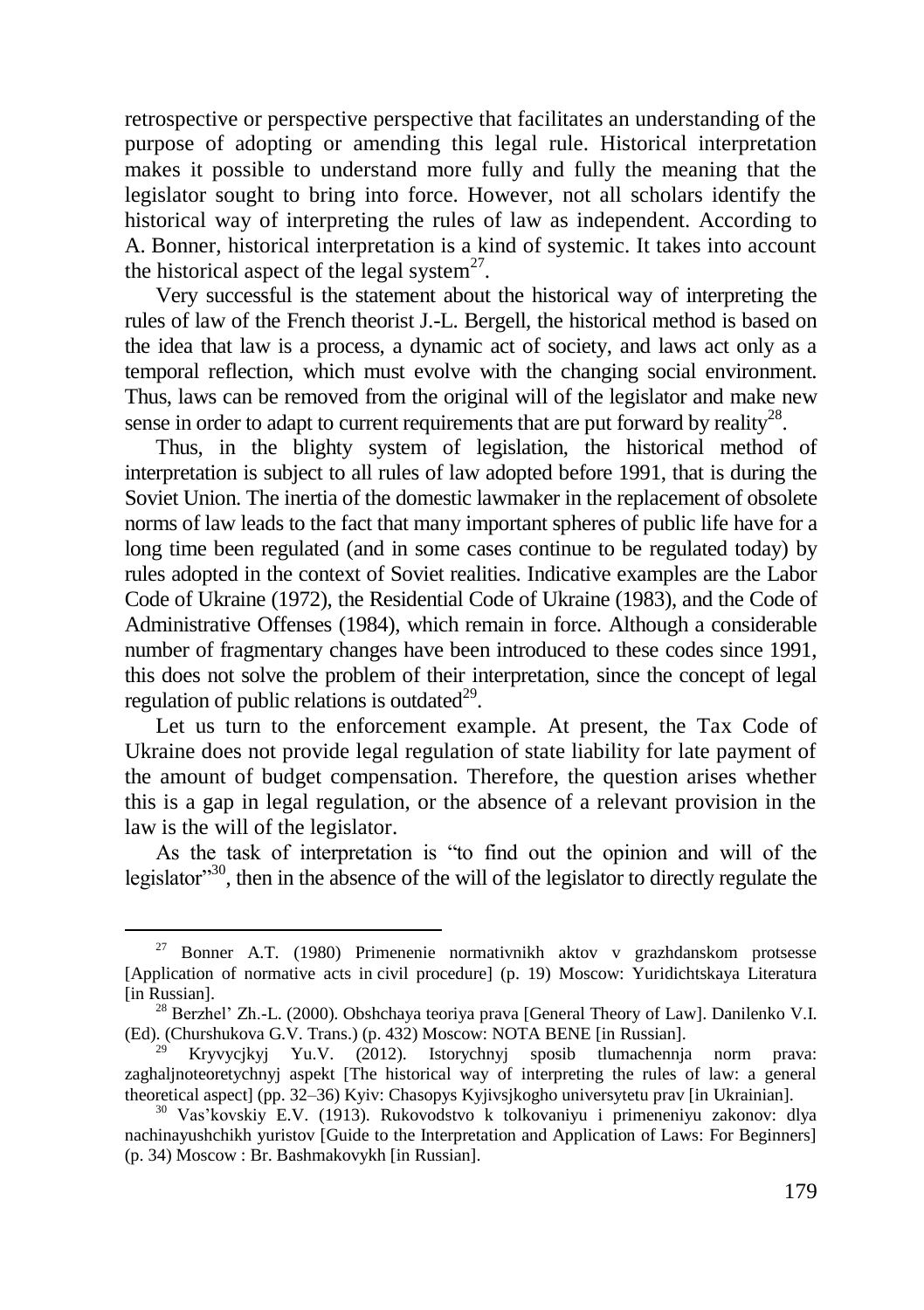retrospective or perspective perspective that facilitates an understanding of the purpose of adopting or amending this legal rule. Historical interpretation makes it possible to understand more fully and fully the meaning that the legislator sought to bring into force. However, not all scholars identify the historical way of interpreting the rules of law as independent. According to A. Bonner, historical interpretation is a kind of systemic. It takes into account the historical aspect of the legal system[27].

Very successful is the statement about the historical way of interpreting the rules of law of the French theorist J.-L. Bergell, the historical method is based on the idea that law is a process, a dynamic act of society, and laws act only as a temporal reflection, which must evolve with the changing social environment. Thus, laws can be removed from the original will of the legislator and make new sense in order to adapt to current requirements that are put forward by reality[28].

Thus, in the blighty system of legislation, the historical method of interpretation is subject to all rules of law adopted before 1991, that is during the Soviet Union. The inertia of the domestic lawmaker in the replacement of obsolete norms of law leads to the fact that many important spheres of public life have for a long time been regulated (and in some cases continue to be regulated today) by rules adopted in the context of Soviet realities. Indicative examples are the Labor Code of Ukraine (1972), the Residential Code of Ukraine (1983), and the Code of Administrative Offenses (1984), which remain in force. Although a considerable number of fragmentary changes have been introduced to these codes since 1991, this does not solve the problem of their interpretation, since the concept of legal regulation of public relations is outdated[29].

Let us turn to the enforcement example. At present, the Tax Code of Ukraine does not provide legal regulation of state liability for late payment of the amount of budget compensation. Therefore, the question arises whether this is a gap in legal regulation, or the absence of a relevant provision in the law is the will of the legislator.

As the task of interpretation is "to find out the opinion and will of the legislator"[30], then in the absence of the will of the legislator to directly regulate the

---

[27] Bonner A.T. (1980) Primenenie normativnikh aktov v grazhdanskom protsesse [Application of normative acts in civil procedure] (p. 19) Moscow: Yuridichtskaya Literatura [in Russian].

[28] Berzhel' Zh.-L. (2000). Obshchaya teoriya prava [General Theory of Law]. Danilenko V.I. (Ed). (Churshukova G.V. Trans.) (p. 432) Moscow: NOTA BENE [in Russian].

[29] Kryvycjkyj Yu.V. (2012). Istorychnyj sposib tlumachennja norm prava: zaghaljnoteoretychnyj aspekt [The historical way of interpreting the rules of law: a general theoretical aspect] (pp. 32–36) Kyiv: Chasopys Kyjivsjkogho universytetu prav [in Ukrainian].

[30] Vas'kovskiy E.V. (1913). Rukovodstvo k tolkovaniyu i primeneniyu zakonov: dlya nachinayushchikh yuristov [Guide to the Interpretation and Application of Laws: For Beginners] (p. 34) Moscow : Br. Bashmakovykh [in Russian].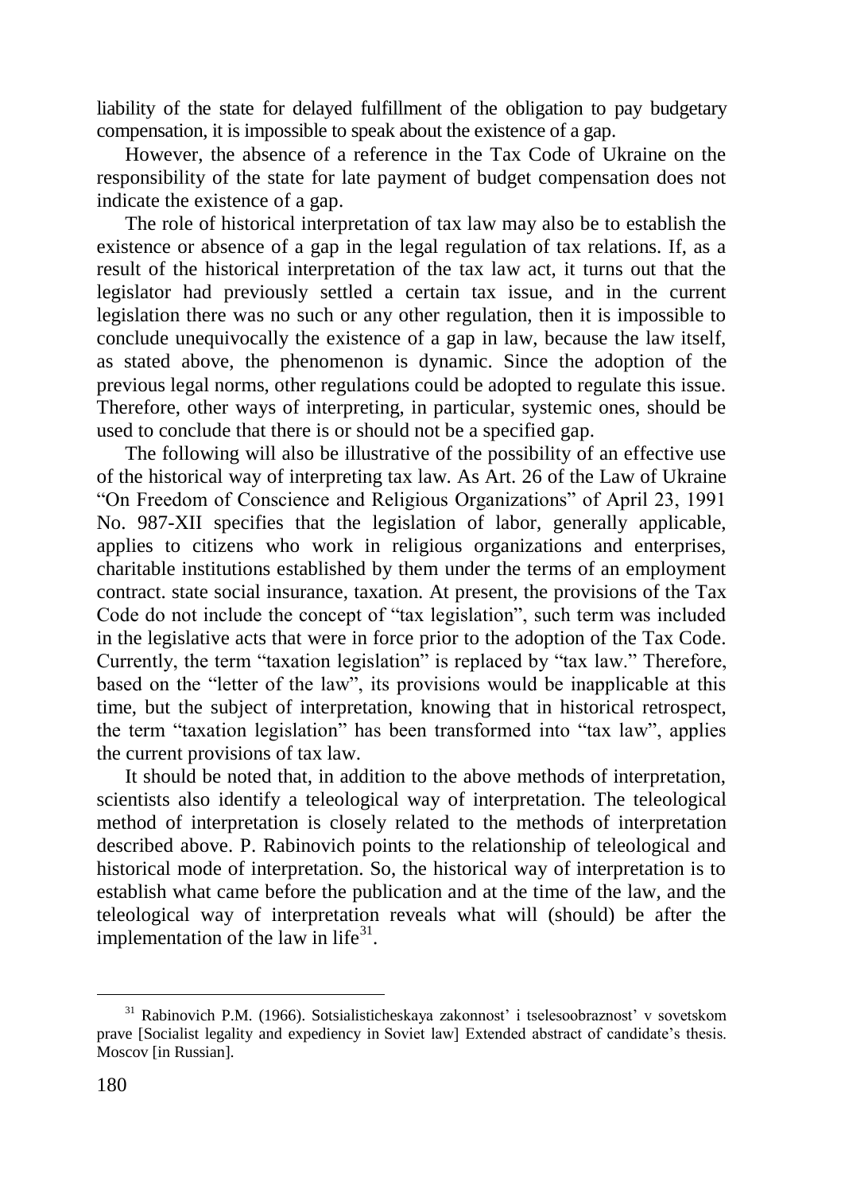liability of the state for delayed fulfillment of the obligation to pay budgetary compensation, it is impossible to speak about the existence of a gap.

However, the absence of a reference in the Tax Code of Ukraine on the responsibility of the state for late payment of budget compensation does not indicate the existence of a gap.

The role of historical interpretation of tax law may also be to establish the existence or absence of a gap in the legal regulation of tax relations. If, as a result of the historical interpretation of the tax law act, it turns out that the legislator had previously settled a certain tax issue, and in the current legislation there was no such or any other regulation, then it is impossible to conclude unequivocally the existence of a gap in law, because the law itself, as stated above, the phenomenon is dynamic. Since the adoption of the previous legal norms, other regulations could be adopted to regulate this issue. Therefore, other ways of interpreting, in particular, systemic ones, should be used to conclude that there is or should not be a specified gap.

The following will also be illustrative of the possibility of an effective use of the historical way of interpreting tax law. As Art. 26 of the Law of Ukraine "On Freedom of Conscience and Religious Organizations" of April 23, 1991 No. 987-XII specifies that the legislation of labor, generally applicable, applies to citizens who work in religious organizations and enterprises, charitable institutions established by them under the terms of an employment contract. state social insurance, taxation. At present, the provisions of the Tax Code do not include the concept of "tax legislation", such term was included in the legislative acts that were in force prior to the adoption of the Tax Code. Currently, the term "taxation legislation" is replaced by "tax law." Therefore, based on the "letter of the law", its provisions would be inapplicable at this time, but the subject of interpretation, knowing that in historical retrospect, the term "taxation legislation" has been transformed into "tax law", applies the current provisions of tax law.

It should be noted that, in addition to the above methods of interpretation, scientists also identify a teleological way of interpretation. The teleological method of interpretation is closely related to the methods of interpretation described above. P. Rabinovich points to the relationship of teleological and historical mode of interpretation. So, the historical way of interpretation is to establish what came before the publication and at the time of the law, and the teleological way of interpretation reveals what will (should) be after the implementation of the law in life[31].

---

[31] Rabinovich P.M. (1966). Sotsialisticheskaya zakonnost' i tselesoobraznost' v sovetskom prave [Socialist legality and expediency in Soviet law] Extended abstract of candidate's thesis. Moscov [in Russian].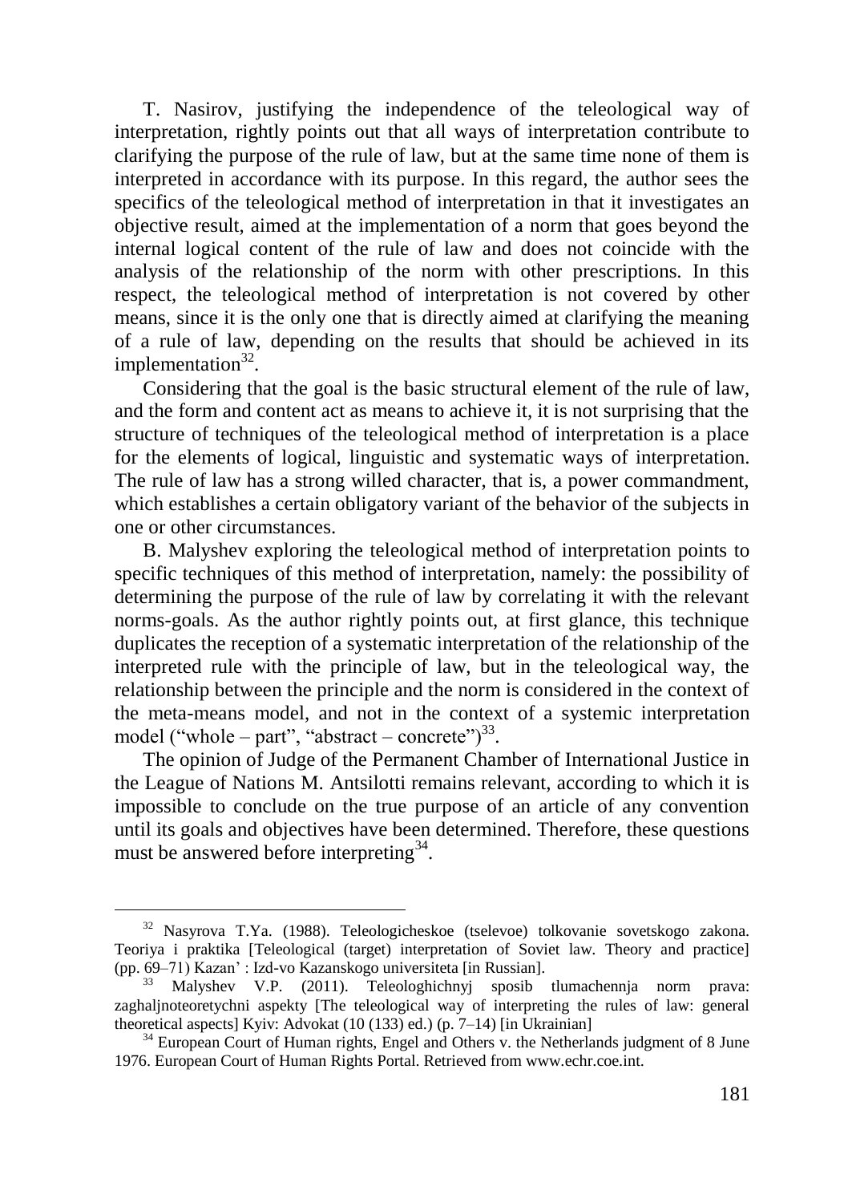T. Nasirov, justifying the independence of the teleological way of interpretation, rightly points out that all ways of interpretation contribute to clarifying the purpose of the rule of law, but at the same time none of them is interpreted in accordance with its purpose. In this regard, the author sees the specifics of the teleological method of interpretation in that it investigates an objective result, aimed at the implementation of a norm that goes beyond the internal logical content of the rule of law and does not coincide with the analysis of the relationship of the norm with other prescriptions. In this respect, the teleological method of interpretation is not covered by other means, since it is the only one that is directly aimed at clarifying the meaning of a rule of law, depending on the results that should be achieved in its implementation[32].

Considering that the goal is the basic structural element of the rule of law, and the form and content act as means to achieve it, it is not surprising that the structure of techniques of the teleological method of interpretation is a place for the elements of logical, linguistic and systematic ways of interpretation. The rule of law has a strong willed character, that is, a power commandment, which establishes a certain obligatory variant of the behavior of the subjects in one or other circumstances.

B. Malyshev exploring the teleological method of interpretation points to specific techniques of this method of interpretation, namely: the possibility of determining the purpose of the rule of law by correlating it with the relevant norms-goals. As the author rightly points out, at first glance, this technique duplicates the reception of a systematic interpretation of the relationship of the interpreted rule with the principle of law, but in the teleological way, the relationship between the principle and the norm is considered in the context of the meta-means model, and not in the context of a systemic interpretation model ("whole – part", "abstract – concrete")[33].

The opinion of Judge of the Permanent Chamber of International Justice in the League of Nations M. Antsilotti remains relevant, according to which it is impossible to conclude on the true purpose of an article of any convention until its goals and objectives have been determined. Therefore, these questions must be answered before interpreting[34].

---

[32] Nasyrova T.Ya. (1988). Teleologicheskoe (tselevoe) tolkovanie sovetskogo zakona. Teoriya i praktika [Teleological (target) interpretation of Soviet law. Theory and practice] (pp. 69–71) Kazan' : Izd-vo Kazanskogo universiteta [in Russian].

[33] Malyshev V.P. (2011). Teleologhichnyj sposib tlumachennja norm prava: zaghaljnoteoretychni aspekty [The teleological way of interpreting the rules of law: general theoretical aspects] Kyiv: Advokat (10 (133) ed.) (p. 7–14) [in Ukrainian]

[34] European Court of Human rights, Engel and Others v. the Netherlands judgment of 8 June 1976. European Court of Human Rights Portal. Retrieved from www.echr.coe.int.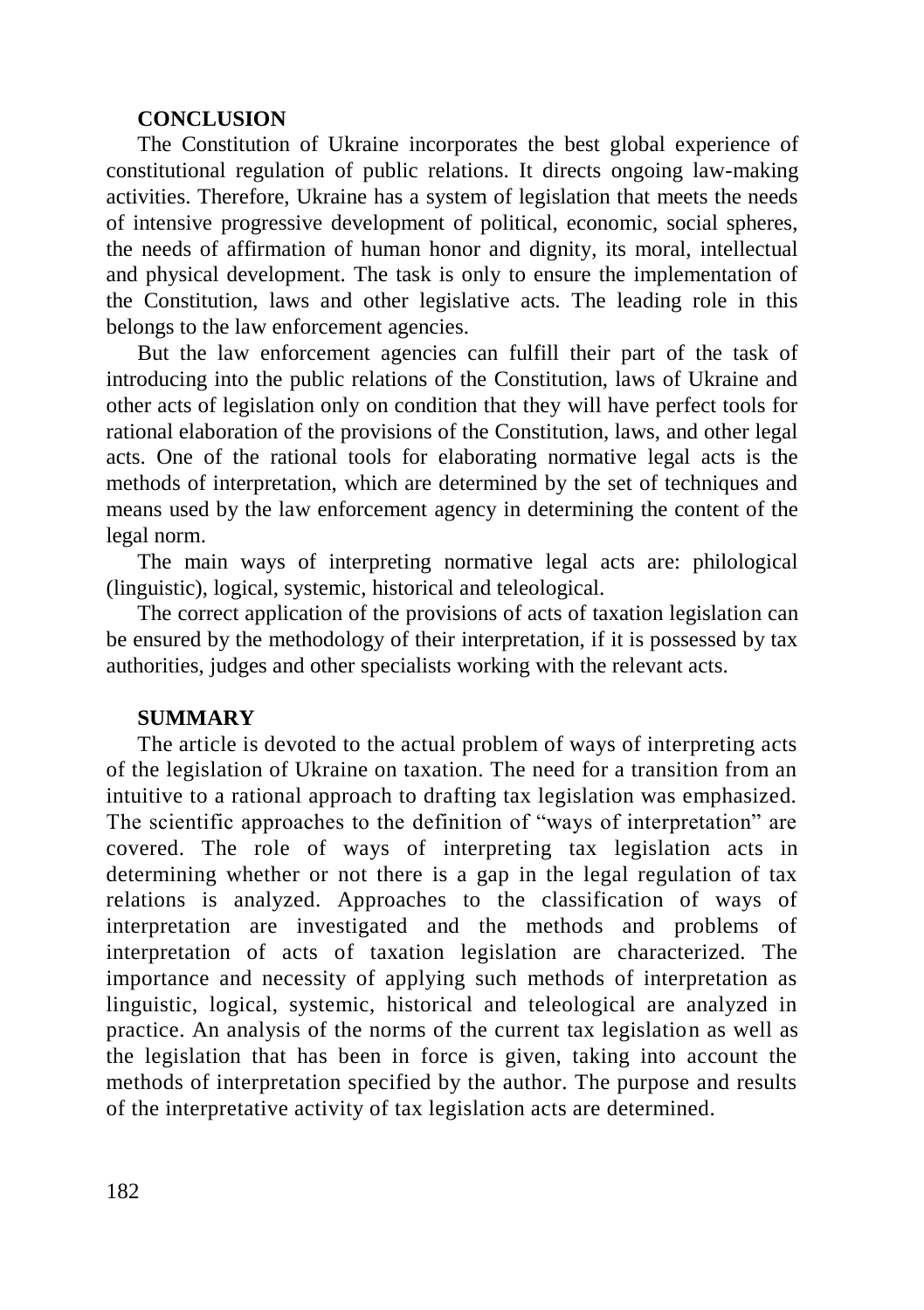## CONCLUSION

The Constitution of Ukraine incorporates the best global experience of constitutional regulation of public relations. It directs ongoing law-making activities. Therefore, Ukraine has a system of legislation that meets the needs of intensive progressive development of political, economic, social spheres, the needs of affirmation of human honor and dignity, its moral, intellectual and physical development. The task is only to ensure the implementation of the Constitution, laws and other legislative acts. The leading role in this belongs to the law enforcement agencies.

But the law enforcement agencies can fulfill their part of the task of introducing into the public relations of the Constitution, laws of Ukraine and other acts of legislation only on condition that they will have perfect tools for rational elaboration of the provisions of the Constitution, laws, and other legal acts. One of the rational tools for elaborating normative legal acts is the methods of interpretation, which are determined by the set of techniques and means used by the law enforcement agency in determining the content of the legal norm.

The main ways of interpreting normative legal acts are: philological (linguistic), logical, systemic, historical and teleological.

The correct application of the provisions of acts of taxation legislation can be ensured by the methodology of their interpretation, if it is possessed by tax authorities, judges and other specialists working with the relevant acts.

## SUMMARY

The article is devoted to the actual problem of ways of interpreting acts of the legislation of Ukraine on taxation. The need for a transition from an intuitive to a rational approach to drafting tax legislation was emphasized. The scientific approaches to the definition of "ways of interpretation" are covered. The role of ways of interpreting tax legislation acts in determining whether or not there is a gap in the legal regulation of tax relations is analyzed. Approaches to the classification of ways of interpretation are investigated and the methods and problems of interpretation of acts of taxation legislation are characterized. The importance and necessity of applying such methods of interpretation as linguistic, logical, systemic, historical and teleological are analyzed in practice. An analysis of the norms of the current tax legislation as well as the legislation that has been in force is given, taking into account the methods of interpretation specified by the author. The purpose and results of the interpretative activity of tax legislation acts are determined.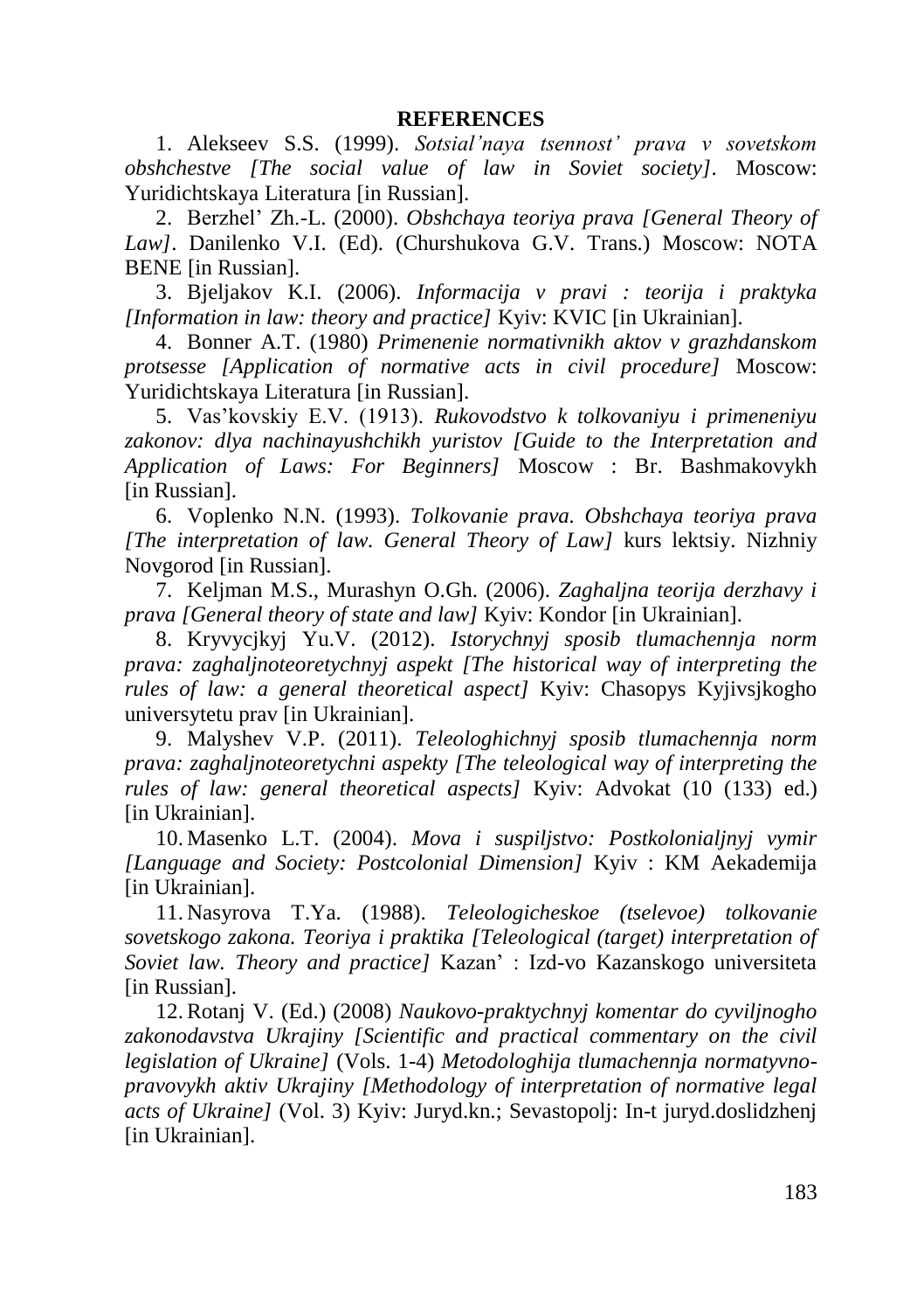## REFERENCES

1. Alekseev S.S. (1999). *Sotsial'naya tsennost' prava v sovetskom obshchestve [The social value of law in Soviet society]*. Moscow: Yuridichtskaya Literatura [in Russian].

2. Berzhel' Zh.-L. (2000). *Obshchaya teoriya prava [General Theory of Law]*. Danilenko V.I. (Ed). (Churshukova G.V. Trans.) Moscow: NOTA BENE [in Russian].

3. Bjeljakov K.I. (2006). *Informacija v pravi : teorija i praktyka [Information in law: theory and practice]* Kyiv: KVIC [in Ukrainian].

4. Bonner A.T. (1980) *Primenenie normativnikh aktov v grazhdanskom protsesse [Application of normative acts in civil procedure]* Moscow: Yuridichtskaya Literatura [in Russian].

5. Vas'kovskiy E.V. (1913). *Rukovodstvo k tolkovaniyu i primeneniyu zakonov: dlya nachinayushchikh yuristov [Guide to the Interpretation and Application of Laws: For Beginners]* Moscow : Br. Bashmakovykh [in Russian].

6. Voplenko N.N. (1993). *Tolkovanie prava. Obshchaya teoriya prava [The interpretation of law. General Theory of Law]* kurs lektsiy. Nizhniy Novgorod [in Russian].

7. Keljman M.S., Murashyn O.Gh. (2006). *Zaghaljna teorija derzhavy i prava [General theory of state and law]* Kyiv: Kondor [in Ukrainian].

8. Kryvycjkyj Yu.V. (2012). *Istorychnyj sposib tlumachennja norm prava: zaghaljnoteoretychnyj aspekt [The historical way of interpreting the rules of law: a general theoretical aspect]* Kyiv: Chasopys Kyjivsjkogho universytetu prav [in Ukrainian].

9. Malyshev V.P. (2011). *Teleologhichnyj sposib tlumachennja norm prava: zaghaljnoteoretychni aspekty [The teleological way of interpreting the rules of law: general theoretical aspects]* Kyiv: Advokat (10 (133) ed.) [in Ukrainian].

10. Masenko L.T. (2004). *Mova i suspiljstvo: Postkolonialjnyj vymir [Language and Society: Postcolonial Dimension]* Kyiv : KM Aekademija [in Ukrainian].

11. Nasyrova T.Ya. (1988). *Teleologicheskoe (tselevoe) tolkovanie sovetskogo zakona. Teoriya i praktika [Teleological (target) interpretation of Soviet law. Theory and practice]* Kazan' : Izd-vo Kazanskogo universiteta [in Russian].

12. Rotanj V. (Ed.) (2008) *Naukovo-praktychnyj komentar do cyviljnogho zakonodavstva Ukrajiny [Scientific and practical commentary on the civil legislation of Ukraine]* (Vols. 1-4) *Metodologhija tlumachennja normatyvno-pravovykh aktiv Ukrajiny [Methodology of interpretation of normative legal acts of Ukraine]* (Vol. 3) Kyiv: Juryd.kn.; Sevastopolj: In-t juryd.doslidzhenj [in Ukrainian].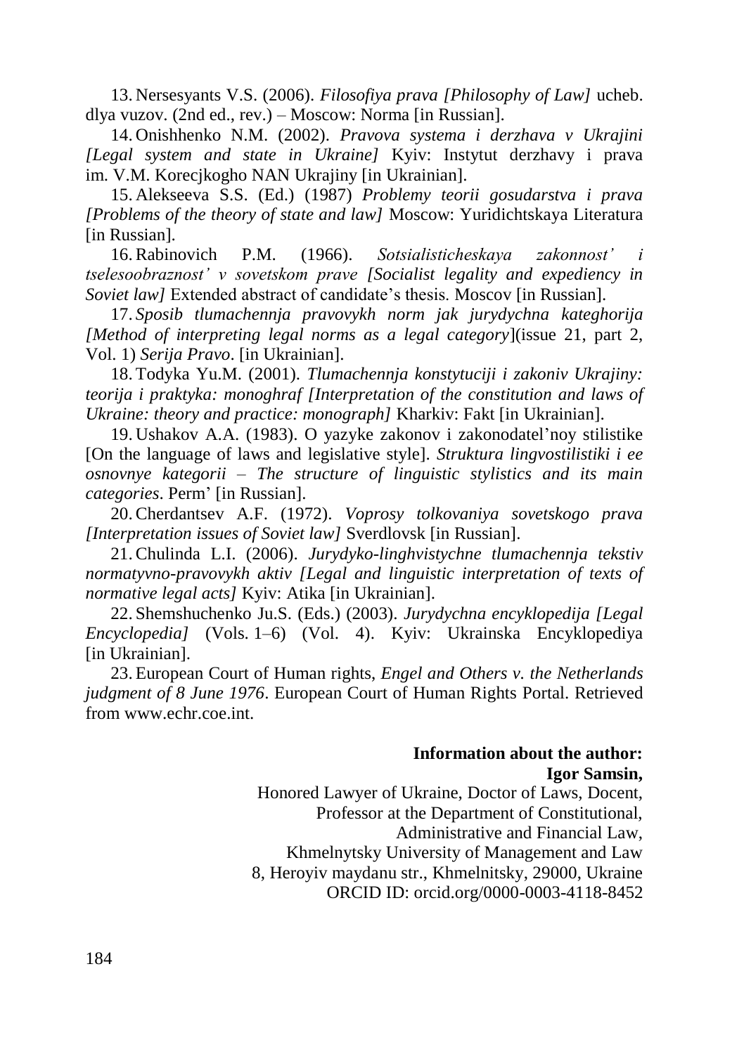13. Nersesyants V.S. (2006). *Filosofiya prava [Philosophy of Law]* ucheb. dlya vuzov. (2nd ed., rev.) – Moscow: Norma [in Russian].

14. Onishhenko N.M. (2002). *Pravova systema i derzhava v Ukrajini [Legal system and state in Ukraine]* Kyiv: Instytut derzhavy i prava im. V.M. Korecjkogho NAN Ukrajiny [in Ukrainian].

15. Alekseeva S.S. (Ed.) (1987) *Problemy teorii gosudarstva i prava [Problems of the theory of state and law]* Moscow: Yuridichtskaya Literatura [in Russian].

16. Rabinovich P.M. (1966). *Sotsialisticheskaya zakonnost' i tselesoobraznost' v sovetskom prave [Socialist legality and expediency in Soviet law]* Extended abstract of candidate's thesis. Moscov [in Russian].

17. *Sposib tlumachennja pravovykh norm jak jurydychna kateghorija [Method of interpreting legal norms as a legal category*](issue 21, part 2, Vol. 1) *Serija Pravo*. [in Ukrainian].

18. Todyka Yu.M. (2001). *Tlumachennja konstytuciji i zakoniv Ukrajiny: teorija i praktyka: monoghraf [Interpretation of the constitution and laws of Ukraine: theory and practice: monograph]* Kharkiv: Fakt [in Ukrainian].

19. Ushakov A.A. (1983). O yazyke zakonov i zakonodatel'noy stilistike [On the language of laws and legislative style]. *Struktura lingvostilistiki i ee osnovnye kategorii – The structure of linguistic stylistics and its main categories*. Perm' [in Russian].

20. Cherdantsev A.F. (1972). *Voprosy tolkovaniya sovetskogo prava [Interpretation issues of Soviet law]* Sverdlovsk [in Russian].

21. Chulinda L.I. (2006). *Jurydyko-linghvistychne tlumachennja tekstiv normatyvno-pravovykh aktiv [Legal and linguistic interpretation of texts of normative legal acts]* Kyiv: Atika [in Ukrainian].

22. Shemshuchenko Ju.S. (Eds.) (2003). *Jurydychna encyklopedija [Legal Encyclopedia]* (Vols. 1–6) (Vol. 4). Kyiv: Ukrainska Encyklopediya [in Ukrainian].

23. European Court of Human rights, *Engel and Others v. the Netherlands judgment of 8 June 1976*. European Court of Human Rights Portal. Retrieved from www.echr.coe.int.

**Information about the author:**
**Igor Samsin,**
Honored Lawyer of Ukraine, Doctor of Laws, Docent,
Professor at the Department of Constitutional,
Administrative and Financial Law,
Khmelnytsky University of Management and Law
8, Heroyiv maydanu str., Khmelnitsky, 29000, Ukraine
ORCID ID: orcid.org/0000-0003-4118-8452